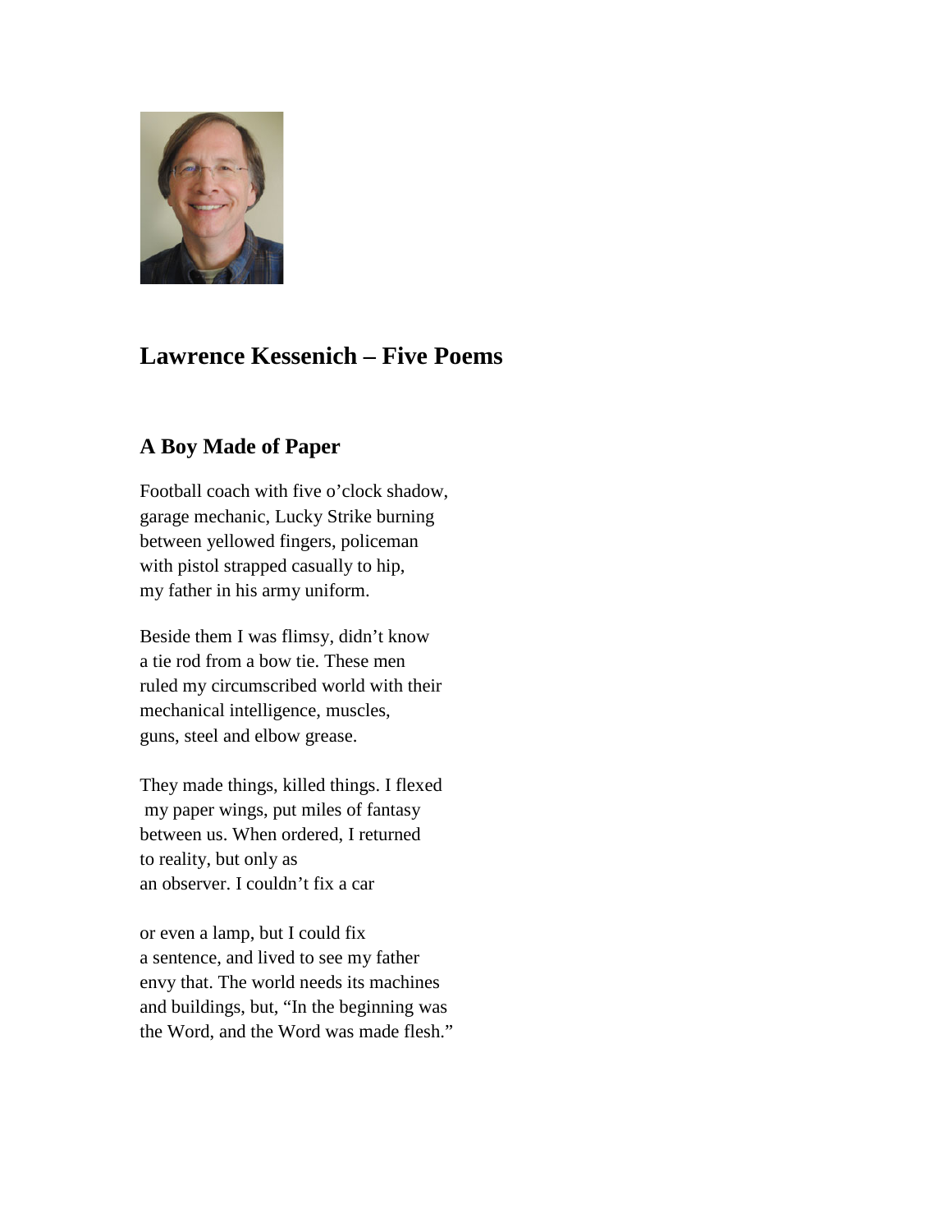# Lawrence Kessenich – Five Poems

## A Boy Made of Paper

Football coach with five o'clock shadow,  
garage mechanic, Lucky Strike burning  
between yellowed fingers, policeman  
with pistol strapped casually to hip,  
my father in his army uniform.

Beside them I was flimsy, didn't know  
a tie rod from a bow tie. These men  
ruled my circumscribed world with their  
mechanical intelligence, muscles,  
guns, steel and elbow grease.

They made things, killed things. I flexed  
my paper wings, put miles of fantasy  
between us. When ordered, I returned  
to reality, but only as  
an observer. I couldn't fix a car

or even a lamp, but I could fix  
a sentence, and lived to see my father  
envy that. The world needs its machines  
and buildings, but, "In the beginning was  
the Word, and the Word was made flesh."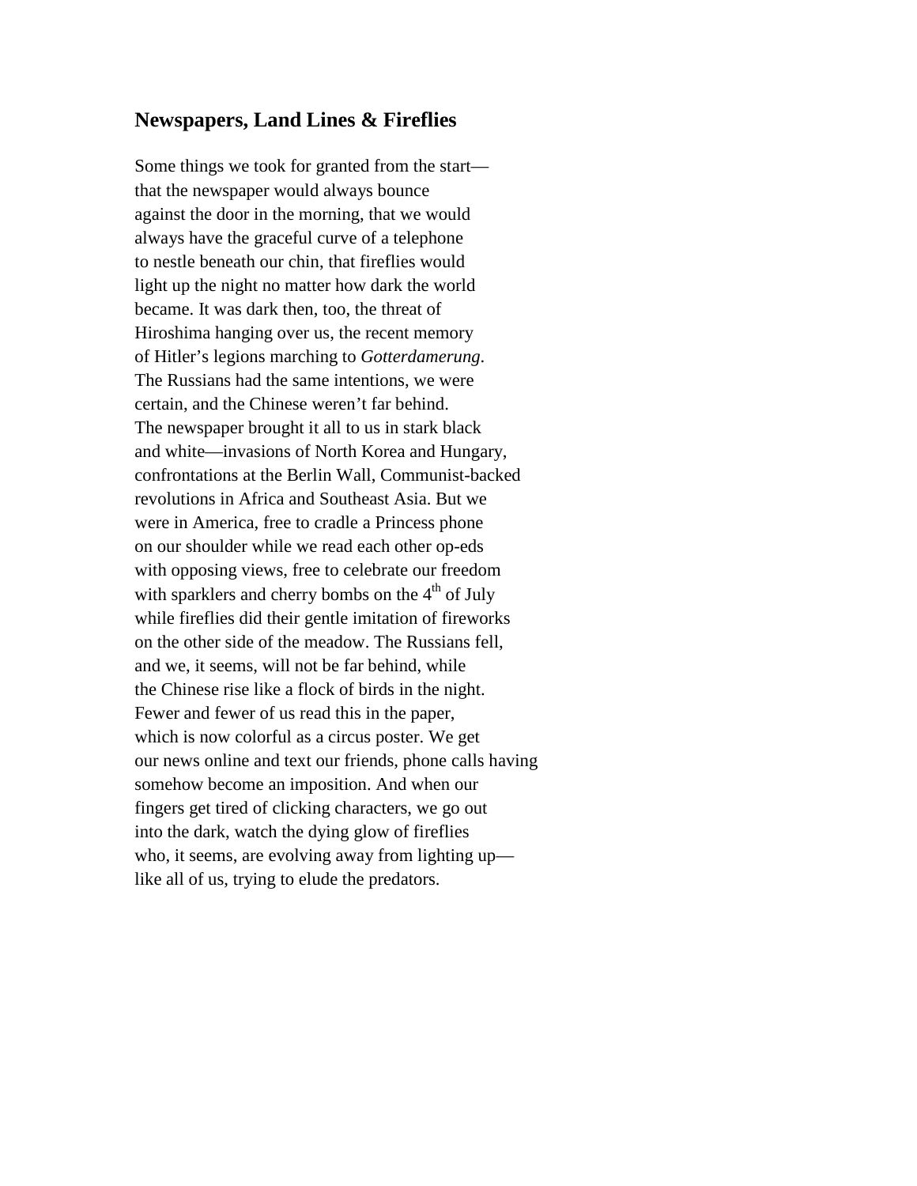## Newspapers, Land Lines & Fireflies

Some things we took for granted from the start—
that the newspaper would always bounce
against the door in the morning, that we would
always have the graceful curve of a telephone
to nestle beneath our chin, that fireflies would
light up the night no matter how dark the world
became. It was dark then, too, the threat of
Hiroshima hanging over us, the recent memory
of Hitler's legions marching to *Gotterdamerung*.
The Russians had the same intentions, we were
certain, and the Chinese weren't far behind.
The newspaper brought it all to us in stark black
and white—invasions of North Korea and Hungary,
confrontations at the Berlin Wall, Communist-backed
revolutions in Africa and Southeast Asia. But we
were in America, free to cradle a Princess phone
on our shoulder while we read each other op-eds
with opposing views, free to celebrate our freedom
with sparklers and cherry bombs on the 4th of July
while fireflies did their gentle imitation of fireworks
on the other side of the meadow. The Russians fell,
and we, it seems, will not be far behind, while
the Chinese rise like a flock of birds in the night.
Fewer and fewer of us read this in the paper,
which is now colorful as a circus poster. We get
our news online and text our friends, phone calls having
somehow become an imposition. And when our
fingers get tired of clicking characters, we go out
into the dark, watch the dying glow of fireflies
who, it seems, are evolving away from lighting up—
like all of us, trying to elude the predators.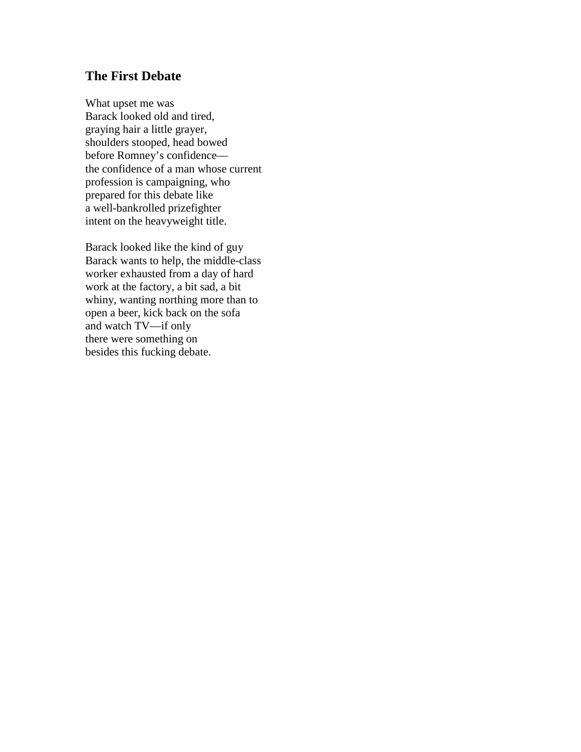## The First Debate

What upset me was  
Barack looked old and tired,  
graying hair a little grayer,  
shoulders stooped, head bowed  
before Romney's confidence—  
the confidence of a man whose current  
profession is campaigning, who  
prepared for this debate like  
a well-bankrolled prizefighter  
intent on the heavyweight title.

Barack looked like the kind of guy  
Barack wants to help, the middle-class  
worker exhausted from a day of hard  
work at the factory, a bit sad, a bit  
whiny, wanting northing more than to  
open a beer, kick back on the sofa  
and watch TV—if only  
there were something on  
besides this fucking debate.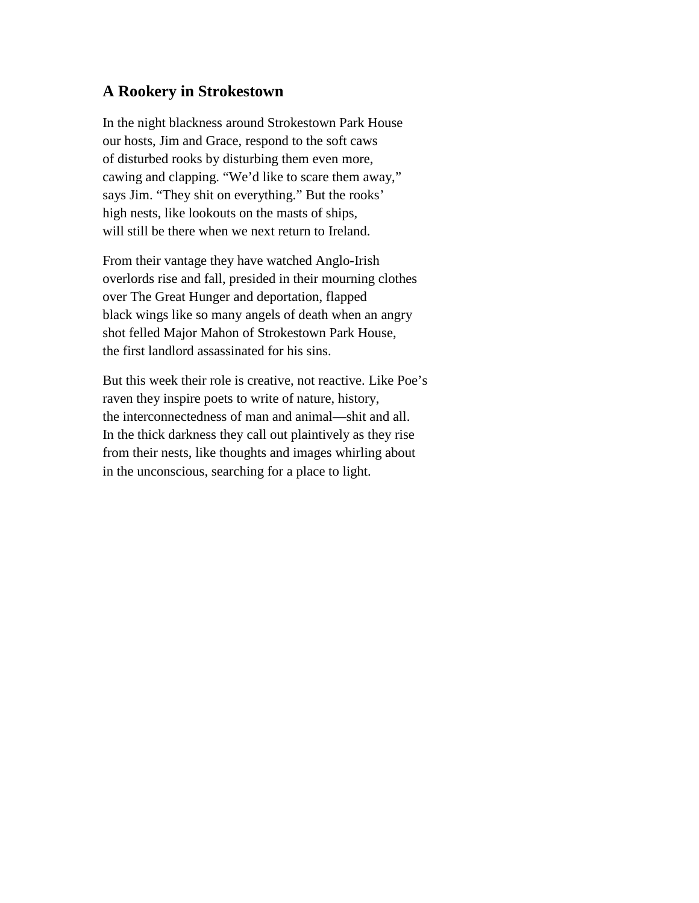## A Rookery in Strokestown

In the night blackness around Strokestown Park House  
our hosts, Jim and Grace, respond to the soft caws  
of disturbed rooks by disturbing them even more,  
cawing and clapping. “We’d like to scare them away,”  
says Jim. “They shit on everything.” But the rooks’  
high nests, like lookouts on the masts of ships,  
will still be there when we next return to Ireland.

From their vantage they have watched Anglo-Irish  
overlords rise and fall, presided in their mourning clothes  
over The Great Hunger and deportation, flapped  
black wings like so many angels of death when an angry  
shot felled Major Mahon of Strokestown Park House,  
the first landlord assassinated for his sins.

But this week their role is creative, not reactive. Like Poe’s  
raven they inspire poets to write of nature, history,  
the interconnectedness of man and animal—shit and all.  
In the thick darkness they call out plaintively as they rise  
from their nests, like thoughts and images whirling about  
in the unconscious, searching for a place to light.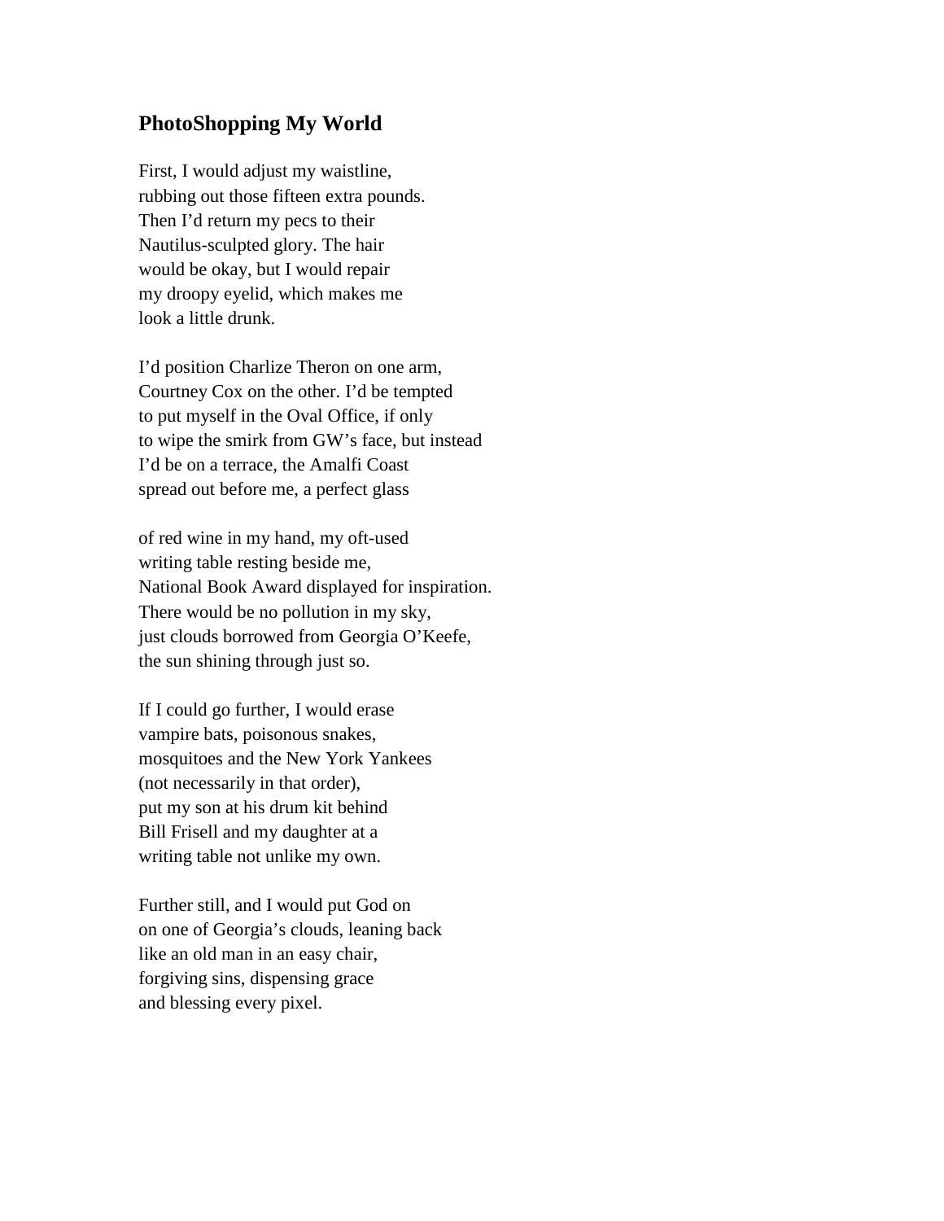## PhotoShopping My World

First, I would adjust my waistline,  
rubbing out those fifteen extra pounds.  
Then I'd return my pecs to their  
Nautilus-sculpted glory. The hair  
would be okay, but I would repair  
my droopy eyelid, which makes me  
look a little drunk.

I'd position Charlize Theron on one arm,  
Courtney Cox on the other. I'd be tempted  
to put myself in the Oval Office, if only  
to wipe the smirk from GW's face, but instead  
I'd be on a terrace, the Amalfi Coast  
spread out before me, a perfect glass

of red wine in my hand, my oft-used  
writing table resting beside me,  
National Book Award displayed for inspiration.  
There would be no pollution in my sky,  
just clouds borrowed from Georgia O'Keefe,  
the sun shining through just so.

If I could go further, I would erase  
vampire bats, poisonous snakes,  
mosquitoes and the New York Yankees  
(not necessarily in that order),  
put my son at his drum kit behind  
Bill Frisell and my daughter at a  
writing table not unlike my own.

Further still, and I would put God on  
on one of Georgia's clouds, leaning back  
like an old man in an easy chair,  
forgiving sins, dispensing grace  
and blessing every pixel.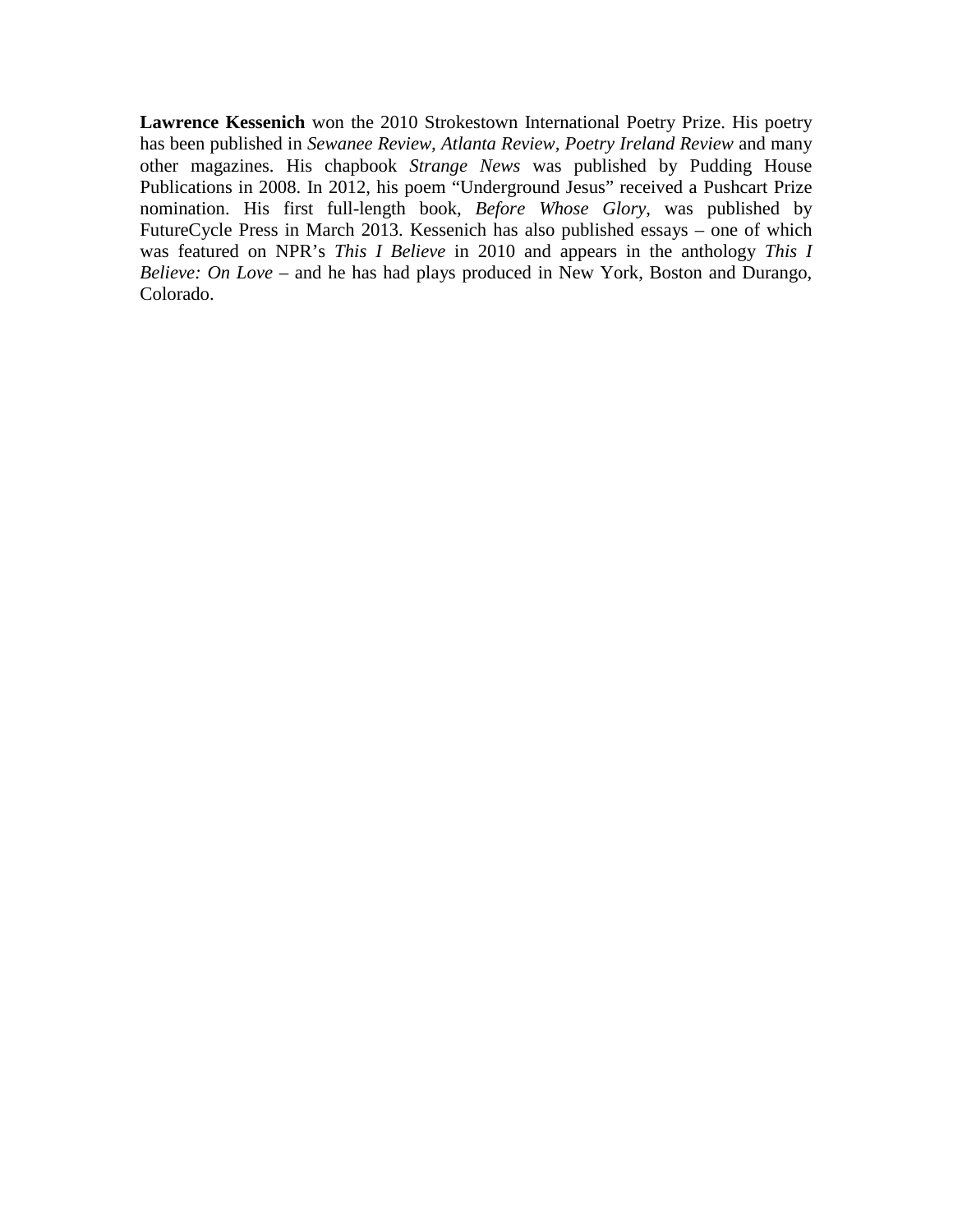**Lawrence Kessenich** won the 2010 Strokestown International Poetry Prize. His poetry has been published in *Sewanee Review, Atlanta Review, Poetry Ireland Review* and many other magazines. His chapbook *Strange News* was published by Pudding House Publications in 2008. In 2012, his poem "Underground Jesus" received a Pushcart Prize nomination. His first full-length book, *Before Whose Glory*, was published by FutureCycle Press in March 2013. Kessenich has also published essays – one of which was featured on NPR's *This I Believe* in 2010 and appears in the anthology *This I Believe: On Love* – and he has had plays produced in New York, Boston and Durango, Colorado.